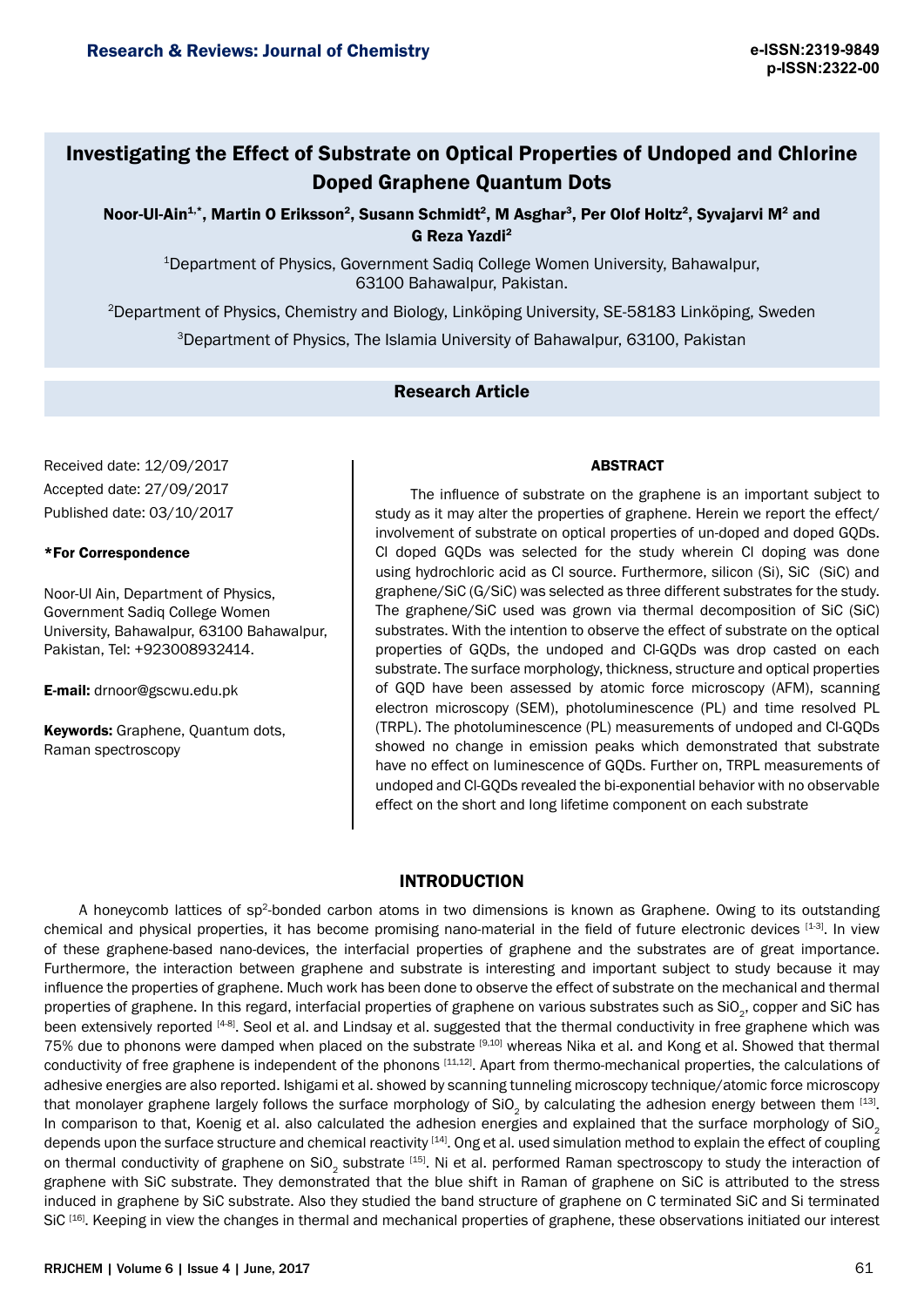# Investigating the Effect of Substrate on Optical Properties of Undoped and Chlorine Doped Graphene Quantum Dots

**Noor-Ul-Ain[1,*], Martin O Eriksson[2], Susann Schmidt[2], M Asghar[3], Per Olof Holtz[2], Syvajarvi M[2] and G Reza Yazdi[2]**

[1]Department of Physics, Government Sadiq College Women University, Bahawalpur, 63100 Bahawalpur, Pakistan.

[2]Department of Physics, Chemistry and Biology, Linköping University, SE-58183 Linköping, Sweden

[3]Department of Physics, The Islamia University of Bahawalpur, 63100, Pakistan

## Research Article

Received date: 12/09/2017

Accepted date: 27/09/2017

Published date: 03/10/2017

**\*For Correspondence**

Noor-Ul Ain, Department of Physics, Government Sadiq College Women University, Bahawalpur, 63100 Bahawalpur, Pakistan, Tel: +923008932414.

**E-mail:** drnoor@gscwu.edu.pk

**Keywords:** Graphene, Quantum dots, Raman spectroscopy

### ABSTRACT

The influence of substrate on the graphene is an important subject to study as it may alter the properties of graphene. Herein we report the effect/ involvement of substrate on optical properties of un-doped and doped GQDs. Cl doped GQDs was selected for the study wherein Cl doping was done using hydrochloric acid as Cl source. Furthermore, silicon (Si), SiC (SiC) and graphene/SiC (G/SiC) was selected as three different substrates for the study. The graphene/SiC used was grown via thermal decomposition of SiC (SiC) substrates. With the intention to observe the effect of substrate on the optical properties of GQDs, the undoped and Cl-GQDs was drop casted on each substrate. The surface morphology, thickness, structure and optical properties of GQD have been assessed by atomic force microscopy (AFM), scanning electron microscopy (SEM), photoluminescence (PL) and time resolved PL (TRPL). The photoluminescence (PL) measurements of undoped and Cl-GQDs showed no change in emission peaks which demonstrated that substrate have no effect on luminescence of GQDs. Further on, TRPL measurements of undoped and Cl-GQDs revealed the bi-exponential behavior with no observable effect on the short and long lifetime component on each substrate

## INTRODUCTION

A honeycomb lattices of sp[2]-bonded carbon atoms in two dimensions is known as Graphene. Owing to its outstanding chemical and physical properties, it has become promising nano-material in the field of future electronic devices [1-3]. In view of these graphene-based nano-devices, the interfacial properties of graphene and the substrates are of great importance. Furthermore, the interaction between graphene and substrate is interesting and important subject to study because it may influence the properties of graphene. Much work has been done to observe the effect of substrate on the mechanical and thermal properties of graphene. In this regard, interfacial properties of graphene on various substrates such as $SiO_2$, copper and SiC has been extensively reported [4-8]. Seol et al. and Lindsay et al. suggested that the thermal conductivity in free graphene which was 75% due to phonons were damped when placed on the substrate [9,10] whereas Nika et al. and Kong et al. Showed that thermal conductivity of free graphene is independent of the phonons [11,12]. Apart from thermo-mechanical properties, the calculations of adhesive energies are also reported. Ishigami et al. showed by scanning tunneling microscopy technique/atomic force microscopy that monolayer graphene largely follows the surface morphology of $SiO_2$ by calculating the adhesion energy between them [13]. In comparison to that, Koenig et al. also calculated the adhesion energies and explained that the surface morphology of $SiO_2$ depends upon the surface structure and chemical reactivity [14]. Ong et al. used simulation method to explain the effect of coupling on thermal conductivity of graphene on $SiO_2$ substrate [15]. Ni et al. performed Raman spectroscopy to study the interaction of graphene with SiC substrate. They demonstrated that the blue shift in Raman of graphene on SiC is attributed to the stress induced in graphene by SiC substrate. Also they studied the band structure of graphene on C terminated SiC and Si terminated SiC [16]. Keeping in view the changes in thermal and mechanical properties of graphene, these observations initiated our interest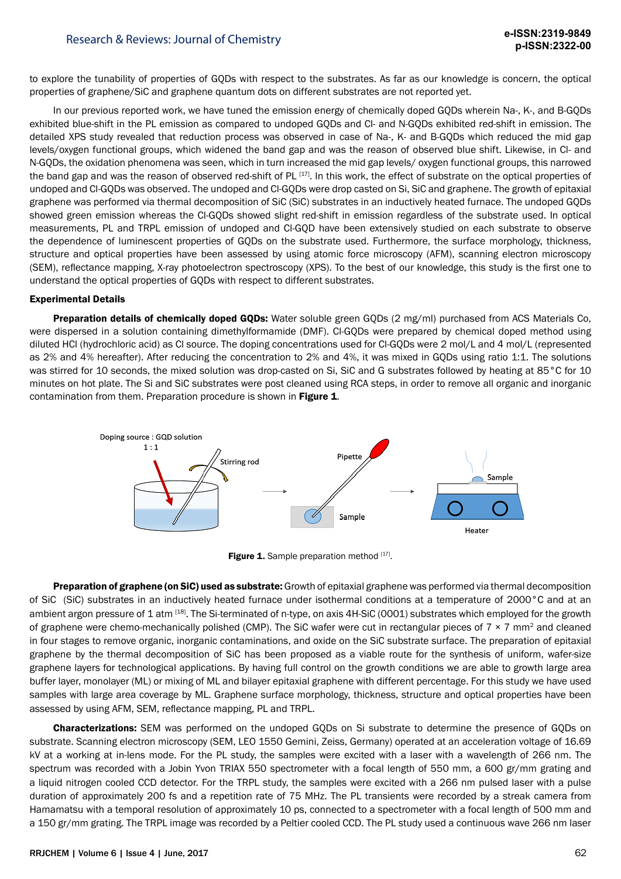to explore the tunability of properties of GQDs with respect to the substrates. As far as our knowledge is concern, the optical properties of graphene/SiC and graphene quantum dots on different substrates are not reported yet.

In our previous reported work, we have tuned the emission energy of chemically doped GQDs wherein Na-, K-, and B-GQDs exhibited blue-shift in the PL emission as compared to undoped GQDs and Cl- and N-GQDs exhibited red-shift in emission. The detailed XPS study revealed that reduction process was observed in case of Na-, K- and B-GQDs which reduced the mid gap levels/oxygen functional groups, which widened the band gap and was the reason of observed blue shift. Likewise, in Cl- and N-GQDs, the oxidation phenomena was seen, which in turn increased the mid gap levels/ oxygen functional groups, this narrowed the band gap and was the reason of observed red-shift of PL [17]. In this work, the effect of substrate on the optical properties of undoped and Cl-GQDs was observed. The undoped and Cl-GQDs were drop casted on Si, SiC and graphene. The growth of epitaxial graphene was performed via thermal decomposition of SiC (SiC) substrates in an inductively heated furnace. The undoped GQDs showed green emission whereas the Cl-GQDs showed slight red-shift in emission regardless of the substrate used. In optical measurements, PL and TRPL emission of undoped and Cl-GQD have been extensively studied on each substrate to observe the dependence of luminescent properties of GQDs on the substrate used. Furthermore, the surface morphology, thickness, structure and optical properties have been assessed by using atomic force microscopy (AFM), scanning electron microscopy (SEM), reflectance mapping, X-ray photoelectron spectroscopy (XPS). To the best of our knowledge, this study is the first one to understand the optical properties of GQDs with respect to different substrates.

## Experimental Details

**Preparation details of chemically doped GQDs:** Water soluble green GQDs (2 mg/ml) purchased from ACS Materials Co, were dispersed in a solution containing dimethylformamide (DMF). Cl-GQDs were prepared by chemical doped method using diluted HCl (hydrochloric acid) as Cl source. The doping concentrations used for Cl-GQDs were 2 mol/L and 4 mol/L (represented as 2% and 4% hereafter). After reducing the concentration to 2% and 4%, it was mixed in GQDs using ratio 1:1. The solutions was stirred for 10 seconds, the mixed solution was drop-casted on Si, SiC and G substrates followed by heating at 85°C for 10 minutes on hot plate. The Si and SiC substrates were post cleaned using RCA steps, in order to remove all organic and inorganic contamination from them. Preparation procedure is shown in **Figure 1**.

**Figure 1.** Sample preparation method [17].

**Preparation of graphene (on SiC) used as substrate:** Growth of epitaxial graphene was performed via thermal decomposition of SiC (SiC) substrates in an inductively heated furnace under isothermal conditions at a temperature of 2000°C and at an ambient argon pressure of 1 atm [18]. The Si-terminated of n-type, on axis 4H-SiC (0001) substrates which employed for the growth of graphene were chemo-mechanically polished (CMP). The SiC wafer were cut in rectangular pieces of 7 × 7 $mm^2$ and cleaned in four stages to remove organic, inorganic contaminations, and oxide on the SiC substrate surface. The preparation of epitaxial graphene by the thermal decomposition of SiC has been proposed as a viable route for the synthesis of uniform, wafer-size graphene layers for technological applications. By having full control on the growth conditions we are able to growth large area buffer layer, monolayer (ML) or mixing of ML and bilayer epitaxial graphene with different percentage. For this study we have used samples with large area coverage by ML. Graphene surface morphology, thickness, structure and optical properties have been assessed by using AFM, SEM, reflectance mapping, PL and TRPL.

**Characterizations:** SEM was performed on the undoped GQDs on Si substrate to determine the presence of GQDs on substrate. Scanning electron microscopy (SEM, LEO 1550 Gemini, Zeiss, Germany) operated at an acceleration voltage of 16.69 kV at a working at in-lens mode. For the PL study, the samples were excited with a laser with a wavelength of 266 nm. The spectrum was recorded with a Jobin Yvon TRIAX 550 spectrometer with a focal length of 550 mm, a 600 gr/mm grating and a liquid nitrogen cooled CCD detector. For the TRPL study, the samples were excited with a 266 nm pulsed laser with a pulse duration of approximately 200 fs and a repetition rate of 75 MHz. The PL transients were recorded by a streak camera from Hamamatsu with a temporal resolution of approximately 10 ps, connected to a spectrometer with a focal length of 500 mm and a 150 gr/mm grating. The TRPL image was recorded by a Peltier cooled CCD. The PL study used a continuous wave 266 nm laser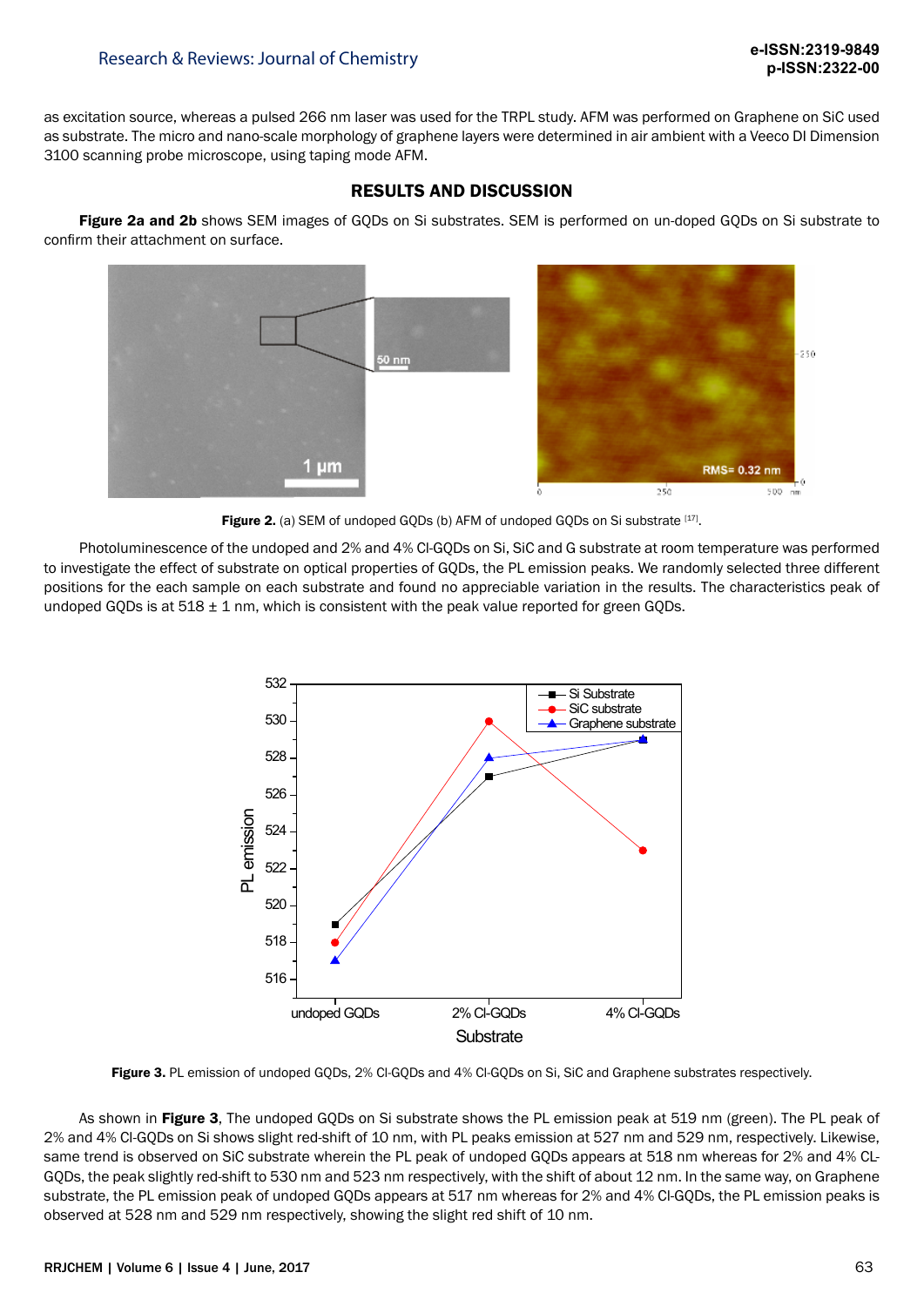as excitation source, whereas a pulsed 266 nm laser was used for the TRPL study. AFM was performed on Graphene on SiC used as substrate. The micro and nano-scale morphology of graphene layers were determined in air ambient with a Veeco DI Dimension 3100 scanning probe microscope, using taping mode AFM.

## RESULTS AND DISCUSSION

**Figure 2a and 2b** shows SEM images of GQDs on Si substrates. SEM is performed on un-doped GQDs on Si substrate to confirm their attachment on surface.

**Figure 2.** (a) SEM of undoped GQDs (b) AFM of undoped GQDs on Si substrate [17].

Photoluminescence of the undoped and 2% and 4% Cl-GQDs on Si, SiC and G substrate at room temperature was performed to investigate the effect of substrate on optical properties of GQDs, the PL emission peaks. We randomly selected three different positions for the each sample on each substrate and found no appreciable variation in the results. The characteristics peak of undoped GQDs is at 518 ± 1 nm, which is consistent with the peak value reported for green GQDs.

**Figure 3.** PL emission of undoped GQDs, 2% Cl-GQDs and 4% Cl-GQDs on Si, SiC and Graphene substrates respectively.

As shown in **Figure 3**, The undoped GQDs on Si substrate shows the PL emission peak at 519 nm (green). The PL peak of 2% and 4% Cl-GQDs on Si shows slight red-shift of 10 nm, with PL peaks emission at 527 nm and 529 nm, respectively. Likewise, same trend is observed on SiC substrate wherein the PL peak of undoped GQDs appears at 518 nm whereas for 2% and 4% CL-GQDs, the peak slightly red-shift to 530 nm and 523 nm respectively, with the shift of about 12 nm. In the same way, on Graphene substrate, the PL emission peak of undoped GQDs appears at 517 nm whereas for 2% and 4% Cl-GQDs, the PL emission peaks is observed at 528 nm and 529 nm respectively, showing the slight red shift of 10 nm.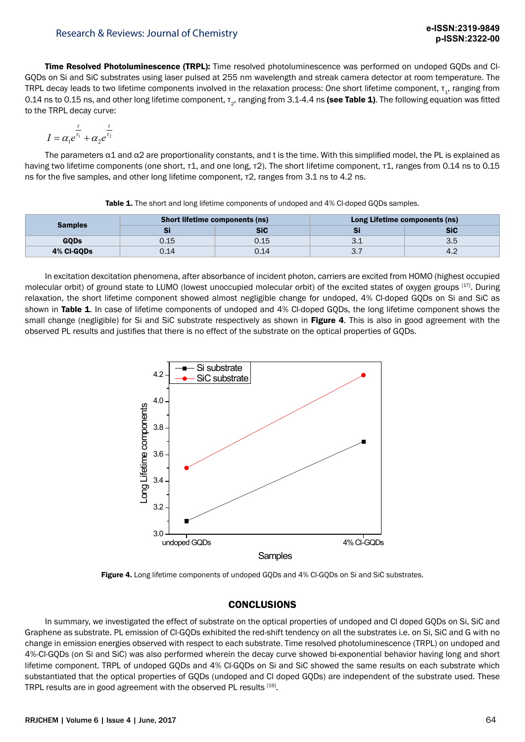**Time Resolved Photoluminescence (TRPL):** Time resolved photoluminescence was performed on undoped GQDs and Cl-GQDs on Si and SiC substrates using laser pulsed at 255 nm wavelength and streak camera detector at room temperature. The TRPL decay leads to two lifetime components involved in the relaxation process: One short lifetime component, $\tau_1$, ranging from 0.14 ns to 0.15 ns, and other long lifetime component, $\tau_2$, ranging from 3.1-4.4 ns **(see Table 1)**. The following equation was fitted to the TRPL decay curve:

$$I = \alpha_1 e^{\frac{t}{\tau_1}} + \alpha_2 e^{\frac{t}{\tau_2}}$$

The parameters α1 and α2 are proportionality constants, and t is the time. With this simplified model, the PL is explained as having two lifetime components (one short, τ1, and one long, τ2). The short lifetime component, τ1, ranges from 0.14 ns to 0.15 ns for the five samples, and other long lifetime component, τ2, ranges from 3.1 ns to 4.2 ns.

**Table 1.** The short and long lifetime components of undoped and 4% Cl-doped GQDs samples.

| Samples | Short lifetime components (ns) | | Long Lifetime components (ns) | |
|---|---|---|---|---|
| | Si | SiC | Si | SiC |
| GQDs | 0.15 | 0.15 | 3.1 | 3.5 |
| 4% Cl-GQDs | 0.14 | 0.14 | 3.7 | 4.2 |

In excitation dexcitation phenomena, after absorbance of incident photon, carriers are excited from HOMO (highest occupied molecular orbit) of ground state to LUMO (lowest unoccupied molecular orbit) of the excited states of oxygen groups [17]. During relaxation, the short lifetime component showed almost negligible change for undoped, 4% Cl-doped GQDs on Si and SiC as shown in **Table 1**. In case of lifetime components of undoped and 4% Cl-doped GQDs, the long lifetime component shows the small change (negligible) for Si and SiC substrate respectively as shown in **Figure 4**. This is also in good agreement with the observed PL results and justifies that there is no effect of the substrate on the optical properties of GQDs.

**Figure 4.** Long lifetime components of undoped GQDs and 4% Cl-GQDs on Si and SiC substrates.

## CONCLUSIONS

In summary, we investigated the effect of substrate on the optical properties of undoped and Cl doped GQDs on Si, SiC and Graphene as substrate. PL emission of Cl-GQDs exhibited the red-shift tendency on all the substrates i.e. on Si, SiC and G with no change in emission energies observed with respect to each substrate. Time resolved photoluminescence (TRPL) on undoped and 4%-Cl-GQDs (on Si and SiC) was also performed wherein the decay curve showed bi-exponential behavior having long and short lifetime component. TRPL of undoped GQDs and 4% Cl-GQDs on Si and SiC showed the same results on each substrate which substantiated that the optical properties of GQDs (undoped and Cl doped GQDs) are independent of the substrate used. These TRPL results are in good agreement with the observed PL results [19].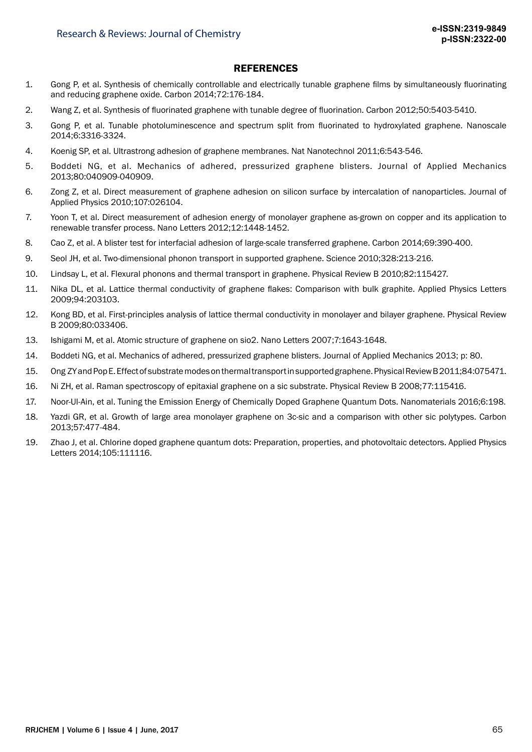## REFERENCES

1. Gong P, et al. Synthesis of chemically controllable and electrically tunable graphene films by simultaneously fluorinating and reducing graphene oxide. Carbon 2014;72:176-184.
2. Wang Z, et al. Synthesis of fluorinated graphene with tunable degree of fluorination. Carbon 2012;50:5403-5410.
3. Gong P, et al. Tunable photoluminescence and spectrum split from fluorinated to hydroxylated graphene. Nanoscale 2014;6:3316-3324.
4. Koenig SP, et al. Ultrastrong adhesion of graphene membranes. Nat Nanotechnol 2011;6:543-546.
5. Boddeti NG, et al. Mechanics of adhered, pressurized graphene blisters. Journal of Applied Mechanics 2013;80:040909-040909.
6. Zong Z, et al. Direct measurement of graphene adhesion on silicon surface by intercalation of nanoparticles. Journal of Applied Physics 2010;107:026104.
7. Yoon T, et al. Direct measurement of adhesion energy of monolayer graphene as-grown on copper and its application to renewable transfer process. Nano Letters 2012;12:1448-1452.
8. Cao Z, et al. A blister test for interfacial adhesion of large-scale transferred graphene. Carbon 2014;69:390-400.
9. Seol JH, et al. Two-dimensional phonon transport in supported graphene. Science 2010;328:213-216.
10. Lindsay L, et al. Flexural phonons and thermal transport in graphene. Physical Review B 2010;82:115427.
11. Nika DL, et al. Lattice thermal conductivity of graphene flakes: Comparison with bulk graphite. Applied Physics Letters 2009;94:203103.
12. Kong BD, et al. First-principles analysis of lattice thermal conductivity in monolayer and bilayer graphene. Physical Review B 2009;80:033406.
13. Ishigami M, et al. Atomic structure of graphene on sio2. Nano Letters 2007;7:1643-1648.
14. Boddeti NG, et al. Mechanics of adhered, pressurized graphene blisters. Journal of Applied Mechanics 2013; p: 80.
15. Ong ZY and Pop E. Effect of substrate modes on thermal transport in supported graphene. Physical Review B 2011;84:075471.
16. Ni ZH, et al. Raman spectroscopy of epitaxial graphene on a sic substrate. Physical Review B 2008;77:115416.
17. Noor-Ul-Ain, et al. Tuning the Emission Energy of Chemically Doped Graphene Quantum Dots. Nanomaterials 2016;6:198.
18. Yazdi GR, et al. Growth of large area monolayer graphene on 3c-sic and a comparison with other sic polytypes. Carbon 2013;57:477-484.
19. Zhao J, et al. Chlorine doped graphene quantum dots: Preparation, properties, and photovoltaic detectors. Applied Physics Letters 2014;105:111116.